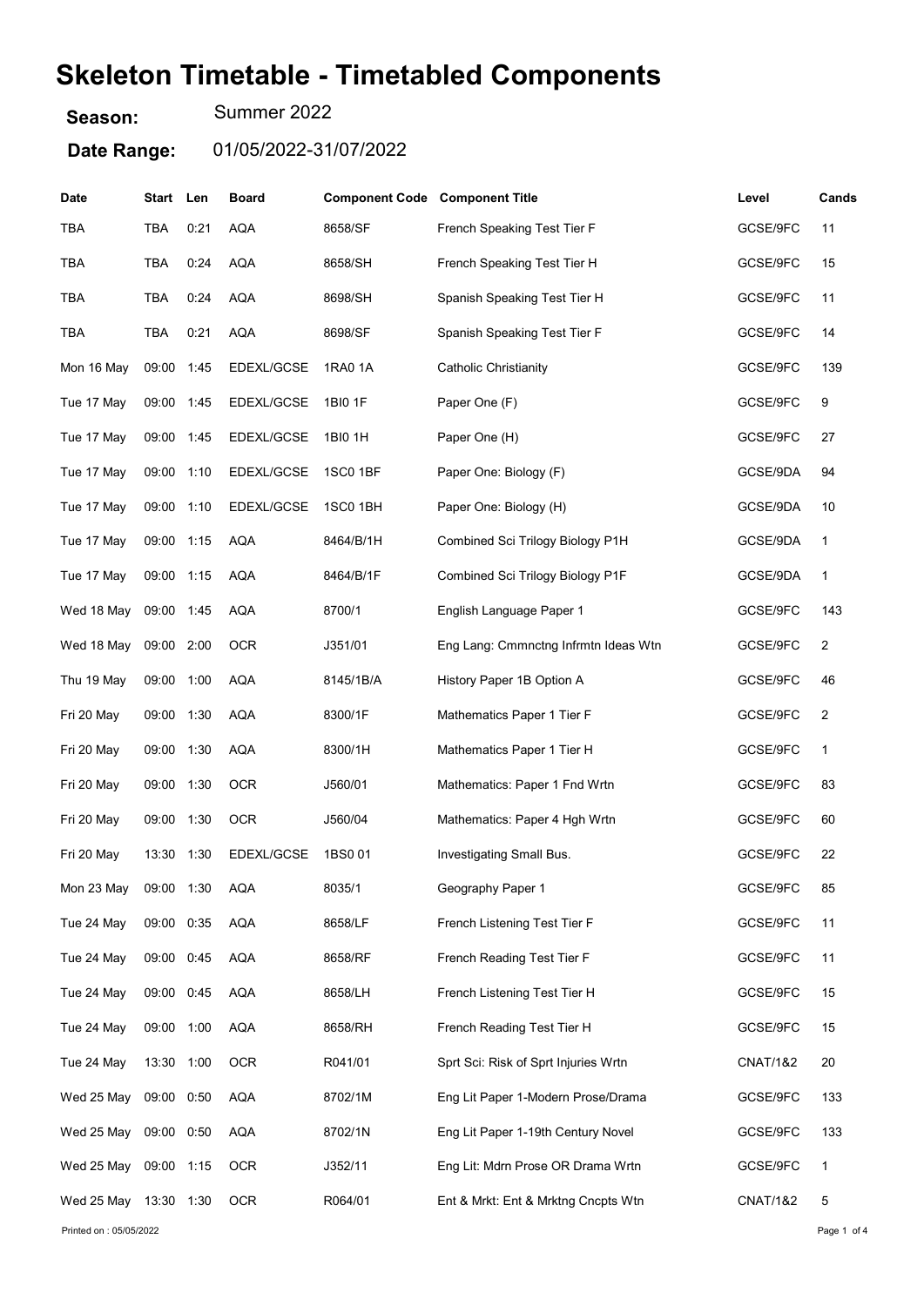# Skeleton Timetable - Timetabled Components

**Season:** Summer 2022

**Date Range:** 01/05/2022-31/07/2022

| Date | Start | Len | Board | Component Code | Component Title | Level | Cands |
|---|---|---|---|---|---|---|---|
| TBA | TBA | 0:21 | AQA | 8658/SF | French Speaking Test Tier F | GCSE/9FC | 11 |
| TBA | TBA | 0:24 | AQA | 8658/SH | French Speaking Test Tier H | GCSE/9FC | 15 |
| TBA | TBA | 0:24 | AQA | 8698/SH | Spanish Speaking Test Tier H | GCSE/9FC | 11 |
| TBA | TBA | 0:21 | AQA | 8698/SF | Spanish Speaking Test Tier F | GCSE/9FC | 14 |
| Mon 16 May | 09:00 | 1:45 | EDEXL/GCSE | 1RA0 1A | Catholic Christianity | GCSE/9FC | 139 |
| Tue 17 May | 09:00 | 1:45 | EDEXL/GCSE | 1BI0 1F | Paper One (F) | GCSE/9FC | 9 |
| Tue 17 May | 09:00 | 1:45 | EDEXL/GCSE | 1BI0 1H | Paper One (H) | GCSE/9FC | 27 |
| Tue 17 May | 09:00 | 1:10 | EDEXL/GCSE | 1SC0 1BF | Paper One: Biology (F) | GCSE/9DA | 94 |
| Tue 17 May | 09:00 | 1:10 | EDEXL/GCSE | 1SC0 1BH | Paper One: Biology (H) | GCSE/9DA | 10 |
| Tue 17 May | 09:00 | 1:15 | AQA | 8464/B/1H | Combined Sci Trilogy Biology P1H | GCSE/9DA | 1 |
| Tue 17 May | 09:00 | 1:15 | AQA | 8464/B/1F | Combined Sci Trilogy Biology P1F | GCSE/9DA | 1 |
| Wed 18 May | 09:00 | 1:45 | AQA | 8700/1 | English Language Paper 1 | GCSE/9FC | 143 |
| Wed 18 May | 09:00 | 2:00 | OCR | J351/01 | Eng Lang: Cmmnctng Infrmtn Ideas Wtn | GCSE/9FC | 2 |
| Thu 19 May | 09:00 | 1:00 | AQA | 8145/1B/A | History Paper 1B Option A | GCSE/9FC | 46 |
| Fri 20 May | 09:00 | 1:30 | AQA | 8300/1F | Mathematics Paper 1 Tier F | GCSE/9FC | 2 |
| Fri 20 May | 09:00 | 1:30 | AQA | 8300/1H | Mathematics Paper 1 Tier H | GCSE/9FC | 1 |
| Fri 20 May | 09:00 | 1:30 | OCR | J560/01 | Mathematics: Paper 1 Fnd Wrtn | GCSE/9FC | 83 |
| Fri 20 May | 09:00 | 1:30 | OCR | J560/04 | Mathematics: Paper 4 Hgh Wrtn | GCSE/9FC | 60 |
| Fri 20 May | 13:30 | 1:30 | EDEXL/GCSE | 1BS0 01 | Investigating Small Bus. | GCSE/9FC | 22 |
| Mon 23 May | 09:00 | 1:30 | AQA | 8035/1 | Geography Paper 1 | GCSE/9FC | 85 |
| Tue 24 May | 09:00 | 0:35 | AQA | 8658/LF | French Listening Test Tier F | GCSE/9FC | 11 |
| Tue 24 May | 09:00 | 0:45 | AQA | 8658/RF | French Reading Test Tier F | GCSE/9FC | 11 |
| Tue 24 May | 09:00 | 0:45 | AQA | 8658/LH | French Listening Test Tier H | GCSE/9FC | 15 |
| Tue 24 May | 09:00 | 1:00 | AQA | 8658/RH | French Reading Test Tier H | GCSE/9FC | 15 |
| Tue 24 May | 13:30 | 1:00 | OCR | R041/01 | Sprt Sci: Risk of Sprt Injuries Wrtn | CNAT/1&2 | 20 |
| Wed 25 May | 09:00 | 0:50 | AQA | 8702/1M | Eng Lit Paper 1-Modern Prose/Drama | GCSE/9FC | 133 |
| Wed 25 May | 09:00 | 0:50 | AQA | 8702/1N | Eng Lit Paper 1-19th Century Novel | GCSE/9FC | 133 |
| Wed 25 May | 09:00 | 1:15 | OCR | J352/11 | Eng Lit: Mdrn Prose OR Drama Wrtn | GCSE/9FC | 1 |
| Wed 25 May | 13:30 | 1:30 | OCR | R064/01 | Ent & Mrkt: Ent & Mrktng Cncpts Wtn | CNAT/1&2 | 5 |

Printed on : 05/05/2022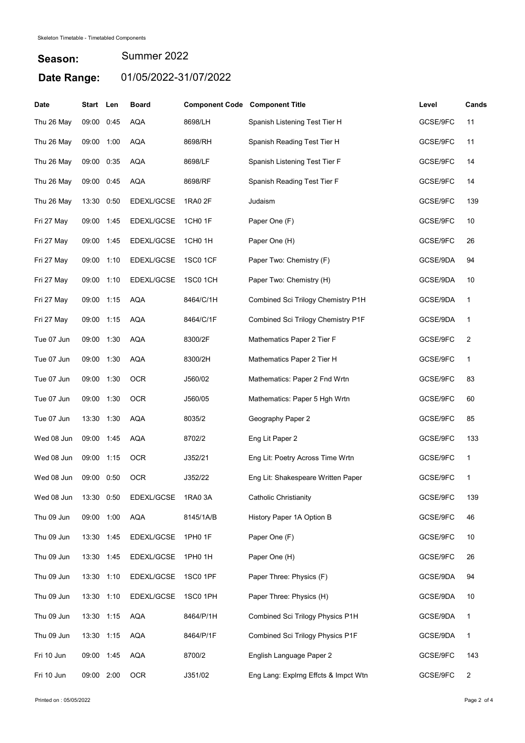Skeleton Timetable - Timetabled Components

**Season:** Summer 2022

**Date Range:** 01/05/2022-31/07/2022

| Date | Start | Len | Board | Component Code | Component Title | Level | Cands |
|---|---|---|---|---|---|---|---|
| Thu 26 May | 09:00 | 0:45 | AQA | 8698/LH | Spanish Listening Test Tier H | GCSE/9FC | 11 |
| Thu 26 May | 09:00 | 1:00 | AQA | 8698/RH | Spanish Reading Test Tier H | GCSE/9FC | 11 |
| Thu 26 May | 09:00 | 0:35 | AQA | 8698/LF | Spanish Listening Test Tier F | GCSE/9FC | 14 |
| Thu 26 May | 09:00 | 0:45 | AQA | 8698/RF | Spanish Reading Test Tier F | GCSE/9FC | 14 |
| Thu 26 May | 13:30 | 0:50 | EDEXL/GCSE | 1RA0 2F | Judaism | GCSE/9FC | 139 |
| Fri 27 May | 09:00 | 1:45 | EDEXL/GCSE | 1CH0 1F | Paper One (F) | GCSE/9FC | 10 |
| Fri 27 May | 09:00 | 1:45 | EDEXL/GCSE | 1CH0 1H | Paper One (H) | GCSE/9FC | 26 |
| Fri 27 May | 09:00 | 1:10 | EDEXL/GCSE | 1SC0 1CF | Paper Two: Chemistry (F) | GCSE/9DA | 94 |
| Fri 27 May | 09:00 | 1:10 | EDEXL/GCSE | 1SC0 1CH | Paper Two: Chemistry (H) | GCSE/9DA | 10 |
| Fri 27 May | 09:00 | 1:15 | AQA | 8464/C/1H | Combined Sci Trilogy Chemistry P1H | GCSE/9DA | 1 |
| Fri 27 May | 09:00 | 1:15 | AQA | 8464/C/1F | Combined Sci Trilogy Chemistry P1F | GCSE/9DA | 1 |
| Tue 07 Jun | 09:00 | 1:30 | AQA | 8300/2F | Mathematics Paper 2 Tier F | GCSE/9FC | 2 |
| Tue 07 Jun | 09:00 | 1:30 | AQA | 8300/2H | Mathematics Paper 2 Tier H | GCSE/9FC | 1 |
| Tue 07 Jun | 09:00 | 1:30 | OCR | J560/02 | Mathematics: Paper 2 Fnd Wrtn | GCSE/9FC | 83 |
| Tue 07 Jun | 09:00 | 1:30 | OCR | J560/05 | Mathematics: Paper 5 Hgh Wrtn | GCSE/9FC | 60 |
| Tue 07 Jun | 13:30 | 1:30 | AQA | 8035/2 | Geography Paper 2 | GCSE/9FC | 85 |
| Wed 08 Jun | 09:00 | 1:45 | AQA | 8702/2 | Eng Lit Paper 2 | GCSE/9FC | 133 |
| Wed 08 Jun | 09:00 | 1:15 | OCR | J352/21 | Eng Lit: Poetry Across Time Wrtn | GCSE/9FC | 1 |
| Wed 08 Jun | 09:00 | 0:50 | OCR | J352/22 | Eng Lit: Shakespeare Written Paper | GCSE/9FC | 1 |
| Wed 08 Jun | 13:30 | 0:50 | EDEXL/GCSE | 1RA0 3A | Catholic Christianity | GCSE/9FC | 139 |
| Thu 09 Jun | 09:00 | 1:00 | AQA | 8145/1A/B | History Paper 1A Option B | GCSE/9FC | 46 |
| Thu 09 Jun | 13:30 | 1:45 | EDEXL/GCSE | 1PH0 1F | Paper One (F) | GCSE/9FC | 10 |
| Thu 09 Jun | 13:30 | 1:45 | EDEXL/GCSE | 1PH0 1H | Paper One (H) | GCSE/9FC | 26 |
| Thu 09 Jun | 13:30 | 1:10 | EDEXL/GCSE | 1SC0 1PF | Paper Three: Physics (F) | GCSE/9DA | 94 |
| Thu 09 Jun | 13:30 | 1:10 | EDEXL/GCSE | 1SC0 1PH | Paper Three: Physics (H) | GCSE/9DA | 10 |
| Thu 09 Jun | 13:30 | 1:15 | AQA | 8464/P/1H | Combined Sci Trilogy Physics P1H | GCSE/9DA | 1 |
| Thu 09 Jun | 13:30 | 1:15 | AQA | 8464/P/1F | Combined Sci Trilogy Physics P1F | GCSE/9DA | 1 |
| Fri 10 Jun | 09:00 | 1:45 | AQA | 8700/2 | English Language Paper 2 | GCSE/9FC | 143 |
| Fri 10 Jun | 09:00 | 2:00 | OCR | J351/02 | Eng Lang: Explrng Effcts & Impct Wtn | GCSE/9FC | 2 |

Printed on : 05/05/2022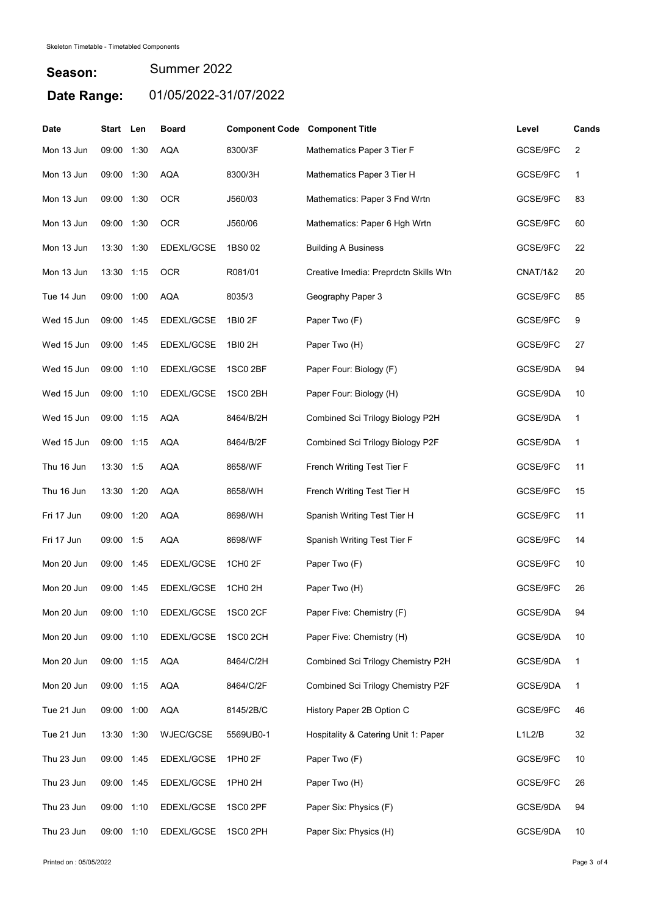Skeleton Timetable - Timetabled Components

**Season:** Summer 2022

**Date Range:** 01/05/2022-31/07/2022

| Date | Start | Len | Board | Component Code | Component Title | Level | Cands |
|---|---|---|---|---|---|---|---|
| Mon 13 Jun | 09:00 | 1:30 | AQA | 8300/3F | Mathematics Paper 3 Tier F | GCSE/9FC | 2 |
| Mon 13 Jun | 09:00 | 1:30 | AQA | 8300/3H | Mathematics Paper 3 Tier H | GCSE/9FC | 1 |
| Mon 13 Jun | 09:00 | 1:30 | OCR | J560/03 | Mathematics: Paper 3 Fnd Wrtn | GCSE/9FC | 83 |
| Mon 13 Jun | 09:00 | 1:30 | OCR | J560/06 | Mathematics: Paper 6 Hgh Wrtn | GCSE/9FC | 60 |
| Mon 13 Jun | 13:30 | 1:30 | EDEXL/GCSE | 1BS0 02 | Building A Business | GCSE/9FC | 22 |
| Mon 13 Jun | 13:30 | 1:15 | OCR | R081/01 | Creative Imedia: Preprdctn Skills Wtn | CNAT/1&2 | 20 |
| Tue 14 Jun | 09:00 | 1:00 | AQA | 8035/3 | Geography Paper 3 | GCSE/9FC | 85 |
| Wed 15 Jun | 09:00 | 1:45 | EDEXL/GCSE | 1BI0 2F | Paper Two (F) | GCSE/9FC | 9 |
| Wed 15 Jun | 09:00 | 1:45 | EDEXL/GCSE | 1BI0 2H | Paper Two (H) | GCSE/9FC | 27 |
| Wed 15 Jun | 09:00 | 1:10 | EDEXL/GCSE | 1SC0 2BF | Paper Four: Biology (F) | GCSE/9DA | 94 |
| Wed 15 Jun | 09:00 | 1:10 | EDEXL/GCSE | 1SC0 2BH | Paper Four: Biology (H) | GCSE/9DA | 10 |
| Wed 15 Jun | 09:00 | 1:15 | AQA | 8464/B/2H | Combined Sci Trilogy Biology P2H | GCSE/9DA | 1 |
| Wed 15 Jun | 09:00 | 1:15 | AQA | 8464/B/2F | Combined Sci Trilogy Biology P2F | GCSE/9DA | 1 |
| Thu 16 Jun | 13:30 | 1:5 | AQA | 8658/WF | French Writing Test Tier F | GCSE/9FC | 11 |
| Thu 16 Jun | 13:30 | 1:20 | AQA | 8658/WH | French Writing Test Tier H | GCSE/9FC | 15 |
| Fri 17 Jun | 09:00 | 1:20 | AQA | 8698/WH | Spanish Writing Test Tier H | GCSE/9FC | 11 |
| Fri 17 Jun | 09:00 | 1:5 | AQA | 8698/WF | Spanish Writing Test Tier F | GCSE/9FC | 14 |
| Mon 20 Jun | 09:00 | 1:45 | EDEXL/GCSE | 1CH0 2F | Paper Two (F) | GCSE/9FC | 10 |
| Mon 20 Jun | 09:00 | 1:45 | EDEXL/GCSE | 1CH0 2H | Paper Two (H) | GCSE/9FC | 26 |
| Mon 20 Jun | 09:00 | 1:10 | EDEXL/GCSE | 1SC0 2CF | Paper Five: Chemistry (F) | GCSE/9DA | 94 |
| Mon 20 Jun | 09:00 | 1:10 | EDEXL/GCSE | 1SC0 2CH | Paper Five: Chemistry (H) | GCSE/9DA | 10 |
| Mon 20 Jun | 09:00 | 1:15 | AQA | 8464/C/2H | Combined Sci Trilogy Chemistry P2H | GCSE/9DA | 1 |
| Mon 20 Jun | 09:00 | 1:15 | AQA | 8464/C/2F | Combined Sci Trilogy Chemistry P2F | GCSE/9DA | 1 |
| Tue 21 Jun | 09:00 | 1:00 | AQA | 8145/2B/C | History Paper 2B Option C | GCSE/9FC | 46 |
| Tue 21 Jun | 13:30 | 1:30 | WJEC/GCSE | 5569UB0-1 | Hospitality & Catering Unit 1: Paper | L1L2/B | 32 |
| Thu 23 Jun | 09:00 | 1:45 | EDEXL/GCSE | 1PH0 2F | Paper Two (F) | GCSE/9FC | 10 |
| Thu 23 Jun | 09:00 | 1:45 | EDEXL/GCSE | 1PH0 2H | Paper Two (H) | GCSE/9FC | 26 |
| Thu 23 Jun | 09:00 | 1:10 | EDEXL/GCSE | 1SC0 2PF | Paper Six: Physics (F) | GCSE/9DA | 94 |
| Thu 23 Jun | 09:00 | 1:10 | EDEXL/GCSE | 1SC0 2PH | Paper Six: Physics (H) | GCSE/9DA | 10 |

Printed on : 05/05/2022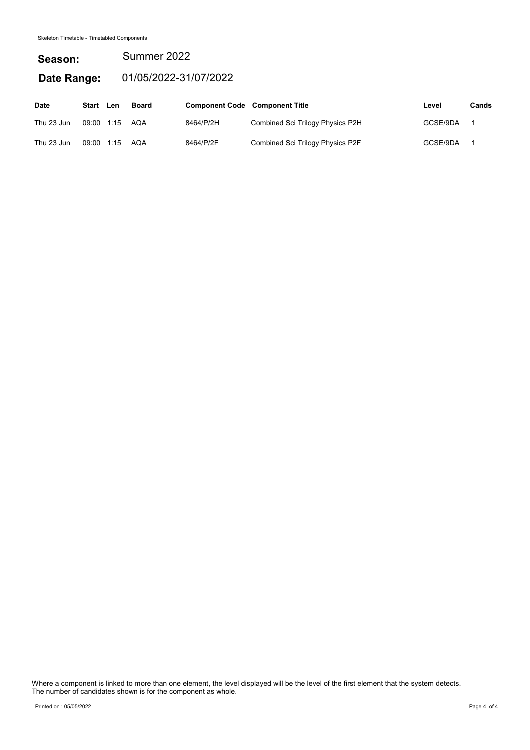**Season:** Summer 2022

**Date Range:** 01/05/2022-31/07/2022

| Date | Start | Len | Board | Component Code | Component Title | Level | Cands |
|---|---|---|---|---|---|---|---|
| Thu 23 Jun | 09:00 | 1:15 | AQA | 8464/P/2H | Combined Sci Trilogy Physics P2H | GCSE/9DA | 1 |
| Thu 23 Jun | 09:00 | 1:15 | AQA | 8464/P/2F | Combined Sci Trilogy Physics P2F | GCSE/9DA | 1 |

Where a component is linked to more than one element, the level displayed will be the level of the first element that the system detects.
The number of candidates shown is for the component as whole.

Printed on : 05/05/2022